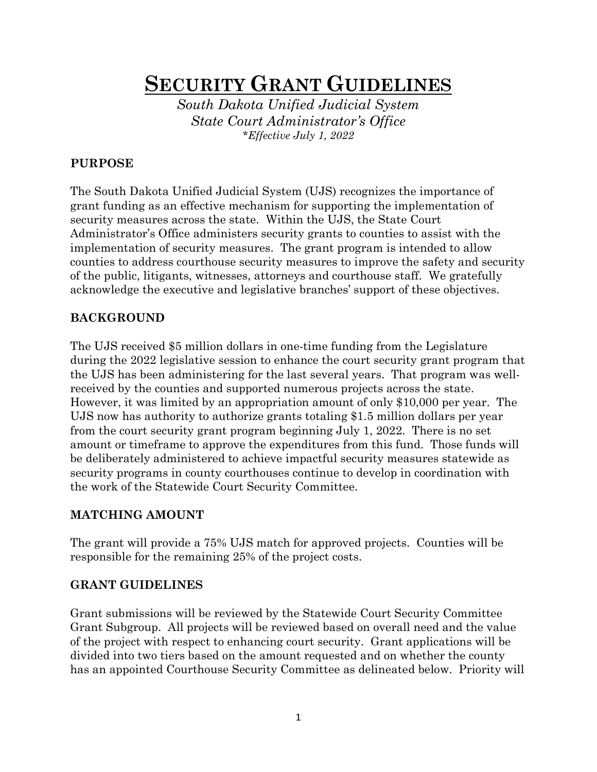# SECURITY GRANT GUIDELINES

*South Dakota Unified Judicial System*
*State Court Administrator's Office*
*\*Effective July 1, 2022*

## PURPOSE

The South Dakota Unified Judicial System (UJS) recognizes the importance of grant funding as an effective mechanism for supporting the implementation of security measures across the state. Within the UJS, the State Court Administrator's Office administers security grants to counties to assist with the implementation of security measures. The grant program is intended to allow counties to address courthouse security measures to improve the safety and security of the public, litigants, witnesses, attorneys and courthouse staff. We gratefully acknowledge the executive and legislative branches' support of these objectives.

## BACKGROUND

The UJS received $5 million dollars in one-time funding from the Legislature during the 2022 legislative session to enhance the court security grant program that the UJS has been administering for the last several years. That program was well-received by the counties and supported numerous projects across the state. However, it was limited by an appropriation amount of only $10,000 per year. The UJS now has authority to authorize grants totaling $1.5 million dollars per year from the court security grant program beginning July 1, 2022. There is no set amount or timeframe to approve the expenditures from this fund. Those funds will be deliberately administered to achieve impactful security measures statewide as security programs in county courthouses continue to develop in coordination with the work of the Statewide Court Security Committee.

## MATCHING AMOUNT

The grant will provide a 75% UJS match for approved projects. Counties will be responsible for the remaining 25% of the project costs.

## GRANT GUIDELINES

Grant submissions will be reviewed by the Statewide Court Security Committee Grant Subgroup. All projects will be reviewed based on overall need and the value of the project with respect to enhancing court security. Grant applications will be divided into two tiers based on the amount requested and on whether the county has an appointed Courthouse Security Committee as delineated below. Priority will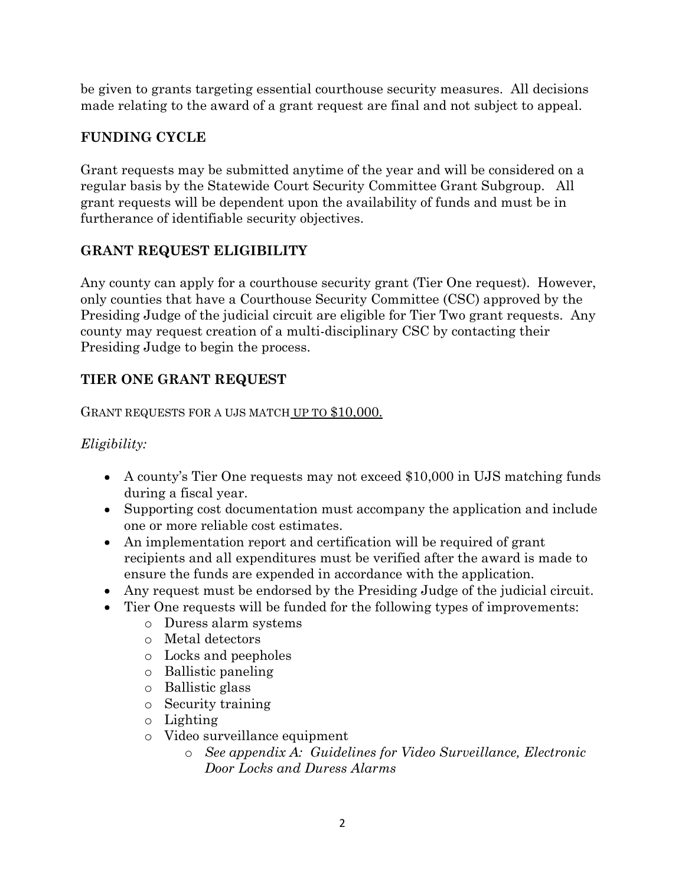be given to grants targeting essential courthouse security measures. All decisions made relating to the award of a grant request are final and not subject to appeal.

## FUNDING CYCLE

Grant requests may be submitted anytime of the year and will be considered on a regular basis by the Statewide Court Security Committee Grant Subgroup. All grant requests will be dependent upon the availability of funds and must be in furtherance of identifiable security objectives.

## GRANT REQUEST ELIGIBILITY

Any county can apply for a courthouse security grant (Tier One request). However, only counties that have a Courthouse Security Committee (CSC) approved by the Presiding Judge of the judicial circuit are eligible for Tier Two grant requests. Any county may request creation of a multi-disciplinary CSC by contacting their Presiding Judge to begin the process.

## TIER ONE GRANT REQUEST

GRANT REQUESTS FOR A UJS MATCH UP TO $10,000.

*Eligibility:*

- A county's Tier One requests may not exceed $10,000 in UJS matching funds during a fiscal year.
- Supporting cost documentation must accompany the application and include one or more reliable cost estimates.
- An implementation report and certification will be required of grant recipients and all expenditures must be verified after the award is made to ensure the funds are expended in accordance with the application.
- Any request must be endorsed by the Presiding Judge of the judicial circuit.
- Tier One requests will be funded for the following types of improvements:
  - Duress alarm systems
  - Metal detectors
  - Locks and peepholes
  - Ballistic paneling
  - Ballistic glass
  - Security training
  - Lighting
  - Video surveillance equipment
    - *See appendix A: Guidelines for Video Surveillance, Electronic Door Locks and Duress Alarms*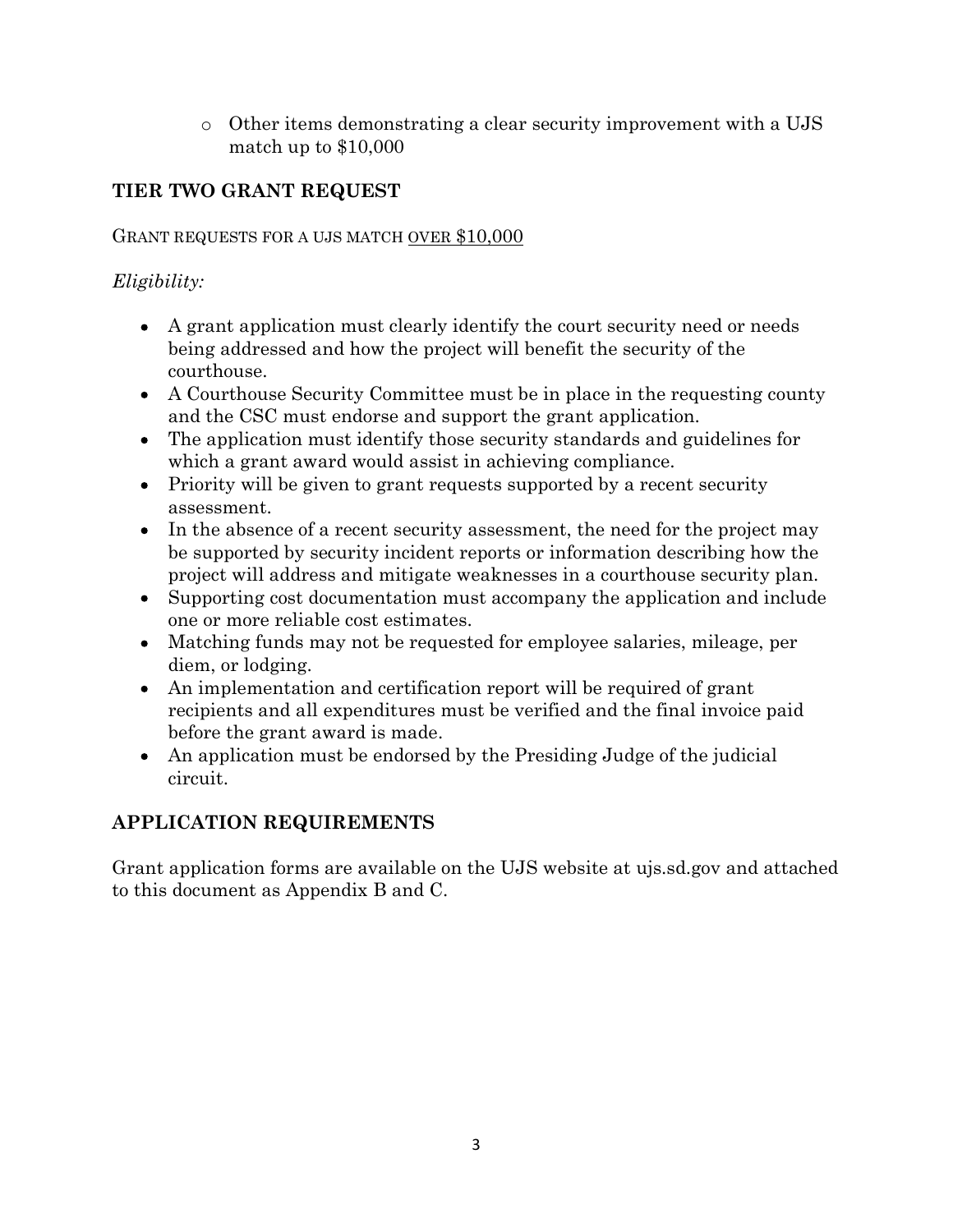- Other items demonstrating a clear security improvement with a UJS match up to $10,000

## TIER TWO GRANT REQUEST

GRANT REQUESTS FOR A UJS MATCH <u>OVER $10,000</u>

*Eligibility:*

- A grant application must clearly identify the court security need or needs being addressed and how the project will benefit the security of the courthouse.
- A Courthouse Security Committee must be in place in the requesting county and the CSC must endorse and support the grant application.
- The application must identify those security standards and guidelines for which a grant award would assist in achieving compliance.
- Priority will be given to grant requests supported by a recent security assessment.
- In the absence of a recent security assessment, the need for the project may be supported by security incident reports or information describing how the project will address and mitigate weaknesses in a courthouse security plan.
- Supporting cost documentation must accompany the application and include one or more reliable cost estimates.
- Matching funds may not be requested for employee salaries, mileage, per diem, or lodging.
- An implementation and certification report will be required of grant recipients and all expenditures must be verified and the final invoice paid before the grant award is made.
- An application must be endorsed by the Presiding Judge of the judicial circuit.

## APPLICATION REQUIREMENTS

Grant application forms are available on the UJS website at ujs.sd.gov and attached to this document as Appendix B and C.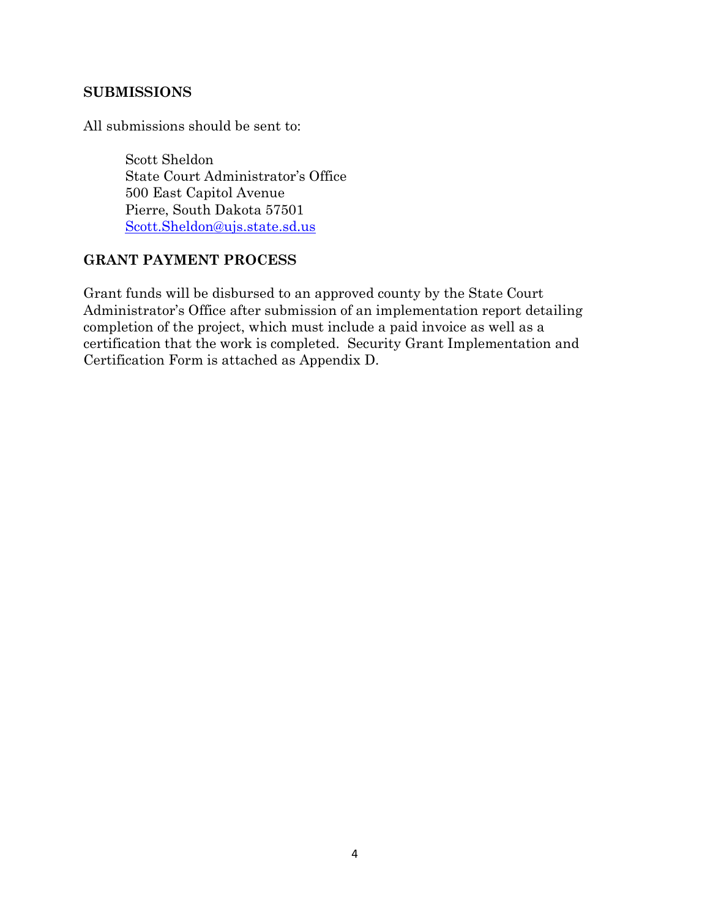## SUBMISSIONS

All submissions should be sent to:

Scott Sheldon
State Court Administrator's Office
500 East Capitol Avenue
Pierre, South Dakota 57501
Scott.Sheldon@ujs.state.sd.us

## GRANT PAYMENT PROCESS

Grant funds will be disbursed to an approved county by the State Court Administrator's Office after submission of an implementation report detailing completion of the project, which must include a paid invoice as well as a certification that the work is completed. Security Grant Implementation and Certification Form is attached as Appendix D.